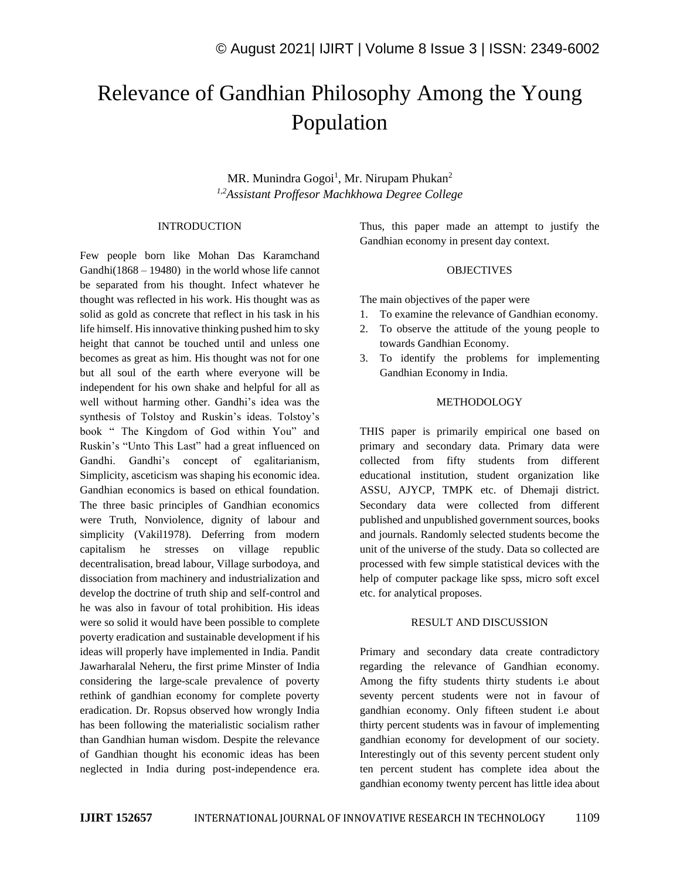# Relevance of Gandhian Philosophy Among the Young Population

MR. Munindra Gogoi[1], Mr. Nirupam Phukan[2]

[1,2]*Assistant Proffesor Machkhowa Degree College*

## INTRODUCTION

Few people born like Mohan Das Karamchand Gandhi(1868 – 19480) in the world whose life cannot be separated from his thought. Infect whatever he thought was reflected in his work. His thought was as solid as gold as concrete that reflect in his task in his life himself. His innovative thinking pushed him to sky height that cannot be touched until and unless one becomes as great as him. His thought was not for one but all soul of the earth where everyone will be independent for his own shake and helpful for all as well without harming other. Gandhi's idea was the synthesis of Tolstoy and Ruskin's ideas. Tolstoy's book " The Kingdom of God within You" and Ruskin's "Unto This Last" had a great influenced on Gandhi. Gandhi's concept of egalitarianism, Simplicity, asceticism was shaping his economic idea. Gandhian economics is based on ethical foundation. The three basic principles of Gandhian economics were Truth, Nonviolence, dignity of labour and simplicity (Vakil1978). Deferring from modern capitalism he stresses on village republic decentralisation, bread labour, Village surbodoya, and dissociation from machinery and industrialization and develop the doctrine of truth ship and self-control and he was also in favour of total prohibition. His ideas were so solid it would have been possible to complete poverty eradication and sustainable development if his ideas will properly have implemented in India. Pandit Jawarharalal Neheru, the first prime Minster of India considering the large-scale prevalence of poverty rethink of gandhian economy for complete poverty eradication. Dr. Ropsus observed how wrongly India has been following the materialistic socialism rather than Gandhian human wisdom. Despite the relevance of Gandhian thought his economic ideas has been neglected in India during post-independence era. Thus, this paper made an attempt to justify the Gandhian economy in present day context.

## OBJECTIVES

The main objectives of the paper were

1. To examine the relevance of Gandhian economy.
2. To observe the attitude of the young people to towards Gandhian Economy.
3. To identify the problems for implementing Gandhian Economy in India.

## METHODOLOGY

THIS paper is primarily empirical one based on primary and secondary data. Primary data were collected from fifty students from different educational institution, student organization like ASSU, AJYCP, TMPK etc. of Dhemaji district. Secondary data were collected from different published and unpublished government sources, books and journals. Randomly selected students become the unit of the universe of the study. Data so collected are processed with few simple statistical devices with the help of computer package like spss, micro soft excel etc. for analytical proposes.

## RESULT AND DISCUSSION

Primary and secondary data create contradictory regarding the relevance of Gandhian economy. Among the fifty students thirty students i.e about seventy percent students were not in favour of gandhian economy. Only fifteen student i.e about thirty percent students was in favour of implementing gandhian economy for development of our society. Interestingly out of this seventy percent student only ten percent student has complete idea about the gandhian economy twenty percent has little idea about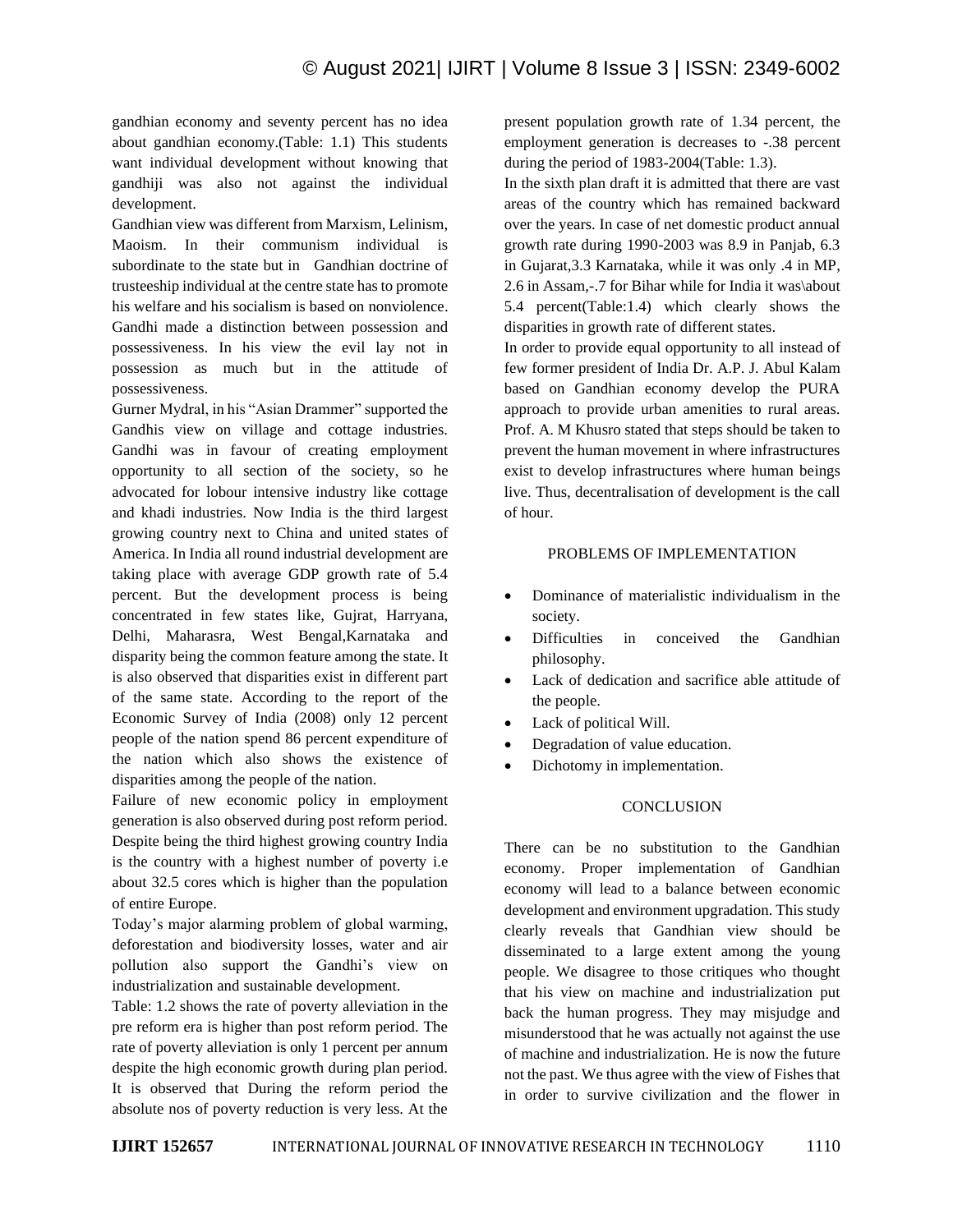gandhian economy and seventy percent has no idea about gandhian economy.(Table: 1.1) This students want individual development without knowing that gandhiji was also not against the individual development.

Gandhian view was different from Marxism, Lelinism, Maoism. In their communism individual is subordinate to the state but in Gandhian doctrine of trusteeship individual at the centre state has to promote his welfare and his socialism is based on nonviolence. Gandhi made a distinction between possession and possessiveness. In his view the evil lay not in possession as much but in the attitude of possessiveness.

Gurner Mydral, in his "Asian Drammer" supported the Gandhis view on village and cottage industries. Gandhi was in favour of creating employment opportunity to all section of the society, so he advocated for lobour intensive industry like cottage and khadi industries. Now India is the third largest growing country next to China and united states of America. In India all round industrial development are taking place with average GDP growth rate of 5.4 percent. But the development process is being concentrated in few states like, Gujrat, Harryana, Delhi, Maharasra, West Bengal,Karnataka and disparity being the common feature among the state. It is also observed that disparities exist in different part of the same state. According to the report of the Economic Survey of India (2008) only 12 percent people of the nation spend 86 percent expenditure of the nation which also shows the existence of disparities among the people of the nation.

Failure of new economic policy in employment generation is also observed during post reform period. Despite being the third highest growing country India is the country with a highest number of poverty i.e about 32.5 cores which is higher than the population of entire Europe.

Today's major alarming problem of global warming, deforestation and biodiversity losses, water and air pollution also support the Gandhi's view on industrialization and sustainable development.

Table: 1.2 shows the rate of poverty alleviation in the pre reform era is higher than post reform period. The rate of poverty alleviation is only 1 percent per annum despite the high economic growth during plan period. It is observed that During the reform period the absolute nos of poverty reduction is very less. At the present population growth rate of 1.34 percent, the employment generation is decreases to -.38 percent during the period of 1983-2004(Table: 1.3).

In the sixth plan draft it is admitted that there are vast areas of the country which has remained backward over the years. In case of net domestic product annual growth rate during 1990-2003 was 8.9 in Panjab, 6.3 in Gujarat,3.3 Karnataka, while it was only .4 in MP, 2.6 in Assam,-.7 for Bihar while for India it was\about 5.4 percent(Table:1.4) which clearly shows the disparities in growth rate of different states.

In order to provide equal opportunity to all instead of few former president of India Dr. A.P. J. Abul Kalam based on Gandhian economy develop the PURA approach to provide urban amenities to rural areas. Prof. A. M Khusro stated that steps should be taken to prevent the human movement in where infrastructures exist to develop infrastructures where human beings live. Thus, decentralisation of development is the call of hour.

## PROBLEMS OF IMPLEMENTATION

- Dominance of materialistic individualism in the society.
- Difficulties in conceived the Gandhian philosophy.
- Lack of dedication and sacrifice able attitude of the people.
- Lack of political Will.
- Degradation of value education.
- Dichotomy in implementation.

## CONCLUSION

There can be no substitution to the Gandhian economy. Proper implementation of Gandhian economy will lead to a balance between economic development and environment upgradation. This study clearly reveals that Gandhian view should be disseminated to a large extent among the young people. We disagree to those critiques who thought that his view on machine and industrialization put back the human progress. They may misjudge and misunderstood that he was actually not against the use of machine and industrialization. He is now the future not the past. We thus agree with the view of Fishes that in order to survive civilization and the flower in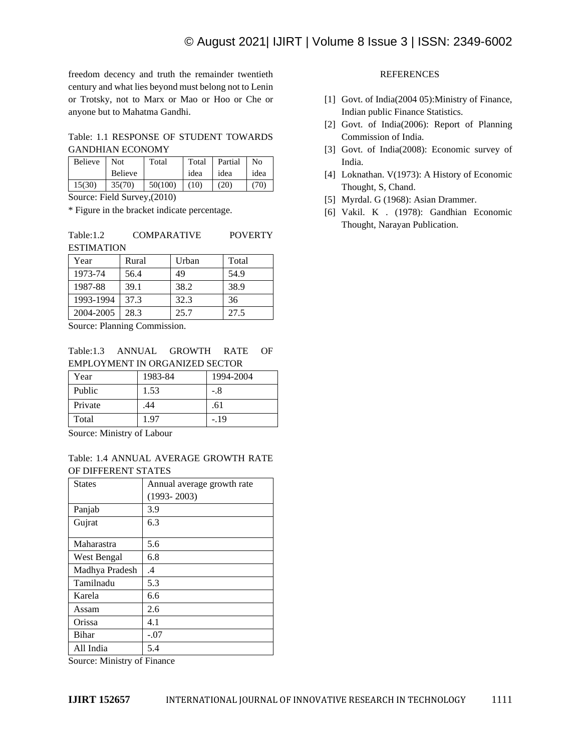freedom decency and truth the remainder twentieth century and what lies beyond must belong not to Lenin or Trotsky, not to Marx or Mao or Hoo or Che or anyone but to Mahatma Gandhi.

Table: 1.1 RESPONSE OF STUDENT TOWARDS GANDHIAN ECONOMY

| Believe | Not Believe | Total | Total idea | Partial idea | No idea |
|---|---|---|---|---|---|
| 15(30) | 35(70) | 50(100) | (10) | (20) | (70) |

Source: Field Survey,(2010)

* Figure in the bracket indicate percentage.

Table:1.2 COMPARATIVE POVERTY ESTIMATION

| Year | Rural | Urban | Total |
|---|---|---|---|
| 1973-74 | 56.4 | 49 | 54.9 |
| 1987-88 | 39.1 | 38.2 | 38.9 |
| 1993-1994 | 37.3 | 32.3 | 36 |
| 2004-2005 | 28.3 | 25.7 | 27.5 |

Source: Planning Commission.

Table:1.3 ANNUAL GROWTH RATE OF EMPLOYMENT IN ORGANIZED SECTOR

| Year | 1983-84 | 1994-2004 |
|---|---|---|
| Public | 1.53 | -.8 |
| Private | .44 | .61 |
| Total | 1.97 | -.19 |

Source: Ministry of Labour

Table: 1.4 ANNUAL AVERAGE GROWTH RATE OF DIFFERENT STATES

| States | Annual average growth rate (1993- 2003) |
|---|---|
| Panjab | 3.9 |
| Gujrat | 6.3 |
| Maharastra | 5.6 |
| West Bengal | 6.8 |
| Madhya Pradesh | .4 |
| Tamilnadu | 5.3 |
| Karela | 6.6 |
| Assam | 2.6 |
| Orissa | 4.1 |
| Bihar | -.07 |
| All India | 5.4 |

Source: Ministry of Finance

## REFERENCES

[1] Govt. of India(2004 05):Ministry of Finance, Indian public Finance Statistics.

[2] Govt. of India(2006): Report of Planning Commission of India.

[3] Govt. of India(2008): Economic survey of India.

[4] Loknathan. V(1973): A History of Economic Thought, S, Chand.

[5] Myrdal. G (1968): Asian Drammer.

[6] Vakil. K . (1978): Gandhian Economic Thought, Narayan Publication.